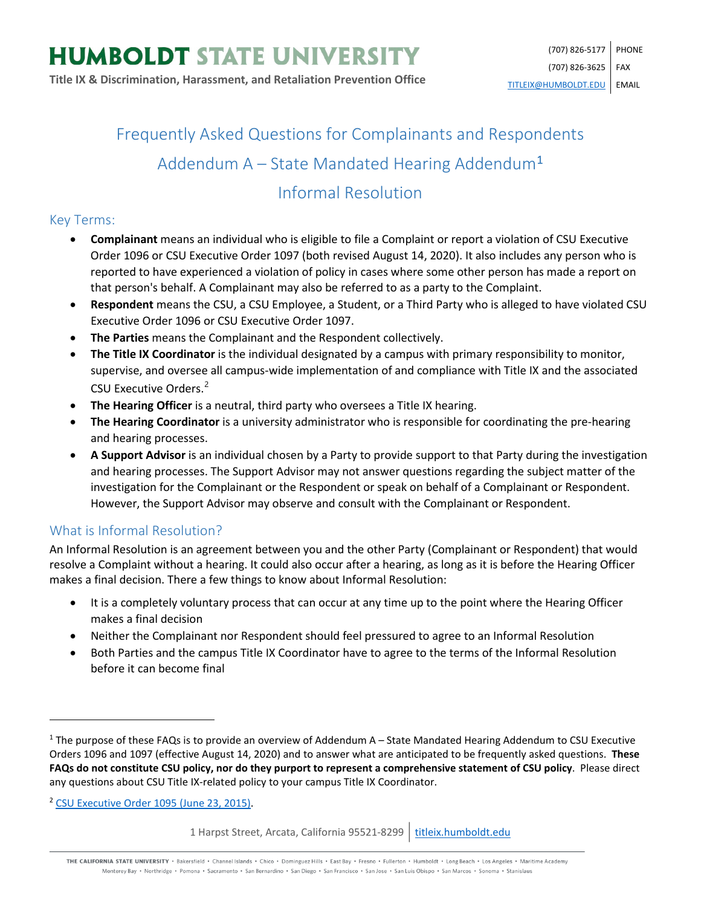# HUMBOLDT STATE UNIVERSITY

**Title IX & Discrimination, Harassment, and Retaliation Prevention Office**

(707) 826-5177 PHONE
(707) 826-3625 FAX
TITLEIX@HUMBOLDT.EDU EMAIL

## Frequently Asked Questions for Complainants and Respondents

## Addendum A – State Mandated Hearing Addendum[1]

## Informal Resolution

### Key Terms:

- **Complainant** means an individual who is eligible to file a Complaint or report a violation of CSU Executive Order 1096 or CSU Executive Order 1097 (both revised August 14, 2020). It also includes any person who is reported to have experienced a violation of policy in cases where some other person has made a report on that person's behalf. A Complainant may also be referred to as a party to the Complaint.
- **Respondent** means the CSU, a CSU Employee, a Student, or a Third Party who is alleged to have violated CSU Executive Order 1096 or CSU Executive Order 1097.
- **The Parties** means the Complainant and the Respondent collectively.
- **The Title IX Coordinator** is the individual designated by a campus with primary responsibility to monitor, supervise, and oversee all campus-wide implementation of and compliance with Title IX and the associated CSU Executive Orders.[2]
- **The Hearing Officer** is a neutral, third party who oversees a Title IX hearing.
- **The Hearing Coordinator** is a university administrator who is responsible for coordinating the pre-hearing and hearing processes.
- **A Support Advisor** is an individual chosen by a Party to provide support to that Party during the investigation and hearing processes. The Support Advisor may not answer questions regarding the subject matter of the investigation for the Complainant or the Respondent or speak on behalf of a Complainant or Respondent. However, the Support Advisor may observe and consult with the Complainant or Respondent.

### What is Informal Resolution?

An Informal Resolution is an agreement between you and the other Party (Complainant or Respondent) that would resolve a Complaint without a hearing. It could also occur after a hearing, as long as it is before the Hearing Officer makes a final decision. There a few things to know about Informal Resolution:

- It is a completely voluntary process that can occur at any time up to the point where the Hearing Officer makes a final decision
- Neither the Complainant nor Respondent should feel pressured to agree to an Informal Resolution
- Both Parties and the campus Title IX Coordinator have to agree to the terms of the Informal Resolution before it can become final

---

[1] The purpose of these FAQs is to provide an overview of Addendum A – State Mandated Hearing Addendum to CSU Executive Orders 1096 and 1097 (effective August 14, 2020) and to answer what are anticipated to be frequently asked questions. **These FAQs do not constitute CSU policy, nor do they purport to represent a comprehensive statement of CSU policy**. Please direct any questions about CSU Title IX-related policy to your campus Title IX Coordinator.

[2] CSU Executive Order 1095 (June 23, 2015).

1 Harpst Street, Arcata, California 95521-8299 | titleix.humboldt.edu

THE CALIFORNIA STATE UNIVERSITY • Bakersfield • Channel Islands • Chico • Dominguez Hills • East Bay • Fresno • Fullerton • Humboldt • Long Beach • Los Angeles • Maritime Academy Monterey Bay • Northridge • Pomona • Sacramento • San Bernardino • San Diego • San Francisco • San Jose • San Luis Obispo • San Marcos • Sonoma • Stanislaus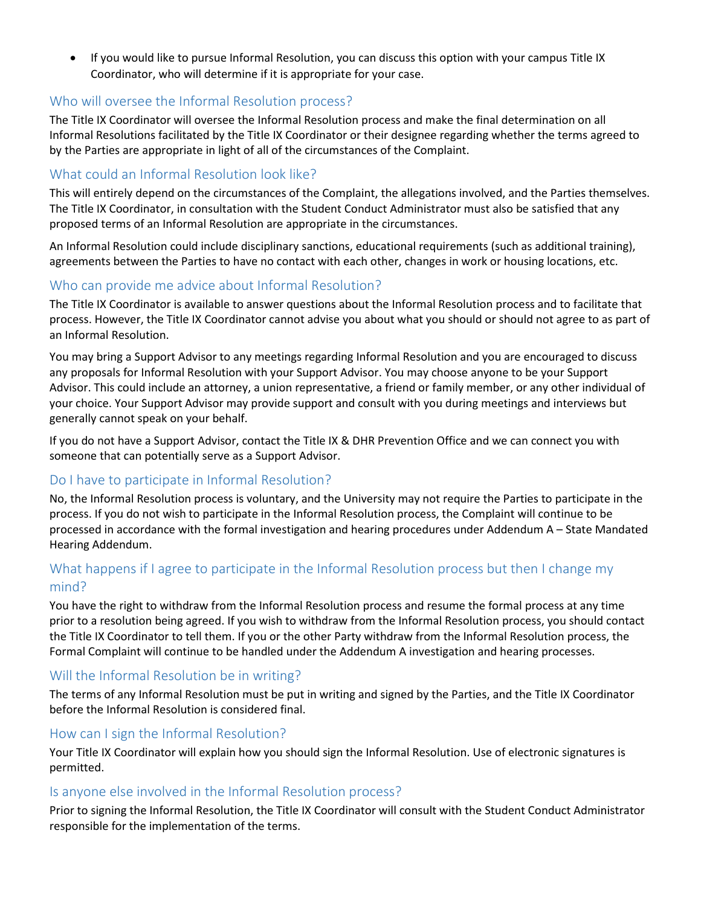- If you would like to pursue Informal Resolution, you can discuss this option with your campus Title IX Coordinator, who will determine if it is appropriate for your case.

## Who will oversee the Informal Resolution process?

The Title IX Coordinator will oversee the Informal Resolution process and make the final determination on all Informal Resolutions facilitated by the Title IX Coordinator or their designee regarding whether the terms agreed to by the Parties are appropriate in light of all of the circumstances of the Complaint.

## What could an Informal Resolution look like?

This will entirely depend on the circumstances of the Complaint, the allegations involved, and the Parties themselves. The Title IX Coordinator, in consultation with the Student Conduct Administrator must also be satisfied that any proposed terms of an Informal Resolution are appropriate in the circumstances.

An Informal Resolution could include disciplinary sanctions, educational requirements (such as additional training), agreements between the Parties to have no contact with each other, changes in work or housing locations, etc.

## Who can provide me advice about Informal Resolution?

The Title IX Coordinator is available to answer questions about the Informal Resolution process and to facilitate that process. However, the Title IX Coordinator cannot advise you about what you should or should not agree to as part of an Informal Resolution.

You may bring a Support Advisor to any meetings regarding Informal Resolution and you are encouraged to discuss any proposals for Informal Resolution with your Support Advisor. You may choose anyone to be your Support Advisor. This could include an attorney, a union representative, a friend or family member, or any other individual of your choice. Your Support Advisor may provide support and consult with you during meetings and interviews but generally cannot speak on your behalf.

If you do not have a Support Advisor, contact the Title IX & DHR Prevention Office and we can connect you with someone that can potentially serve as a Support Advisor.

## Do I have to participate in Informal Resolution?

No, the Informal Resolution process is voluntary, and the University may not require the Parties to participate in the process. If you do not wish to participate in the Informal Resolution process, the Complaint will continue to be processed in accordance with the formal investigation and hearing procedures under Addendum A – State Mandated Hearing Addendum.

## What happens if I agree to participate in the Informal Resolution process but then I change my mind?

You have the right to withdraw from the Informal Resolution process and resume the formal process at any time prior to a resolution being agreed. If you wish to withdraw from the Informal Resolution process, you should contact the Title IX Coordinator to tell them. If you or the other Party withdraw from the Informal Resolution process, the Formal Complaint will continue to be handled under the Addendum A investigation and hearing processes.

## Will the Informal Resolution be in writing?

The terms of any Informal Resolution must be put in writing and signed by the Parties, and the Title IX Coordinator before the Informal Resolution is considered final.

## How can I sign the Informal Resolution?

Your Title IX Coordinator will explain how you should sign the Informal Resolution. Use of electronic signatures is permitted.

## Is anyone else involved in the Informal Resolution process?

Prior to signing the Informal Resolution, the Title IX Coordinator will consult with the Student Conduct Administrator responsible for the implementation of the terms.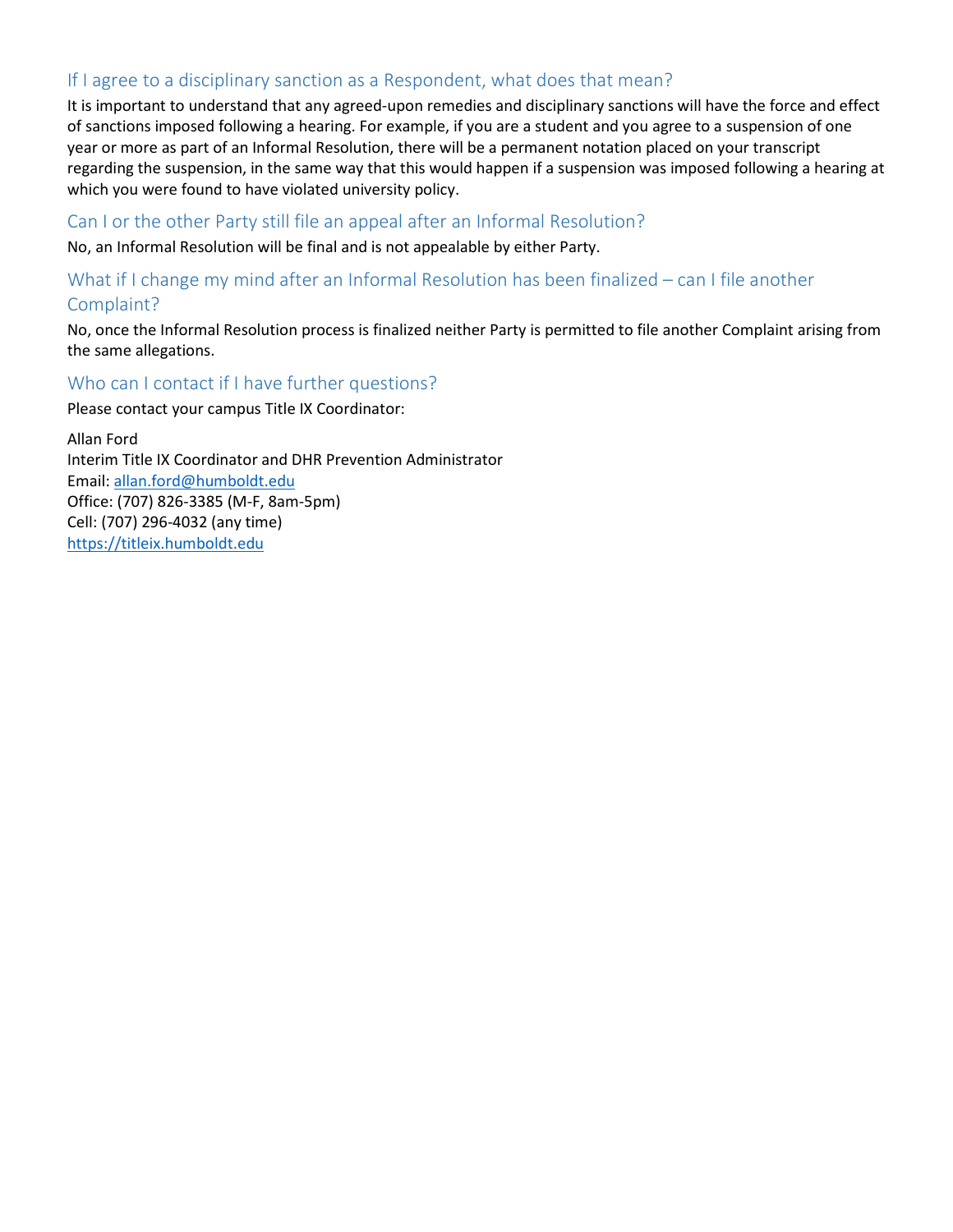## If I agree to a disciplinary sanction as a Respondent, what does that mean?

It is important to understand that any agreed-upon remedies and disciplinary sanctions will have the force and effect of sanctions imposed following a hearing. For example, if you are a student and you agree to a suspension of one year or more as part of an Informal Resolution, there will be a permanent notation placed on your transcript regarding the suspension, in the same way that this would happen if a suspension was imposed following a hearing at which you were found to have violated university policy.

## Can I or the other Party still file an appeal after an Informal Resolution?

No, an Informal Resolution will be final and is not appealable by either Party.

## What if I change my mind after an Informal Resolution has been finalized – can I file another Complaint?

No, once the Informal Resolution process is finalized neither Party is permitted to file another Complaint arising from the same allegations.

## Who can I contact if I have further questions?

Please contact your campus Title IX Coordinator:

Allan Ford
Interim Title IX Coordinator and DHR Prevention Administrator
Email: [allan.ford@humboldt.edu](mailto:allan.ford@humboldt.edu)
Office: (707) 826-3385 (M-F, 8am-5pm)
Cell: (707) 296-4032 (any time)
[https://titleix.humboldt.edu](https://titleix.humboldt.edu)